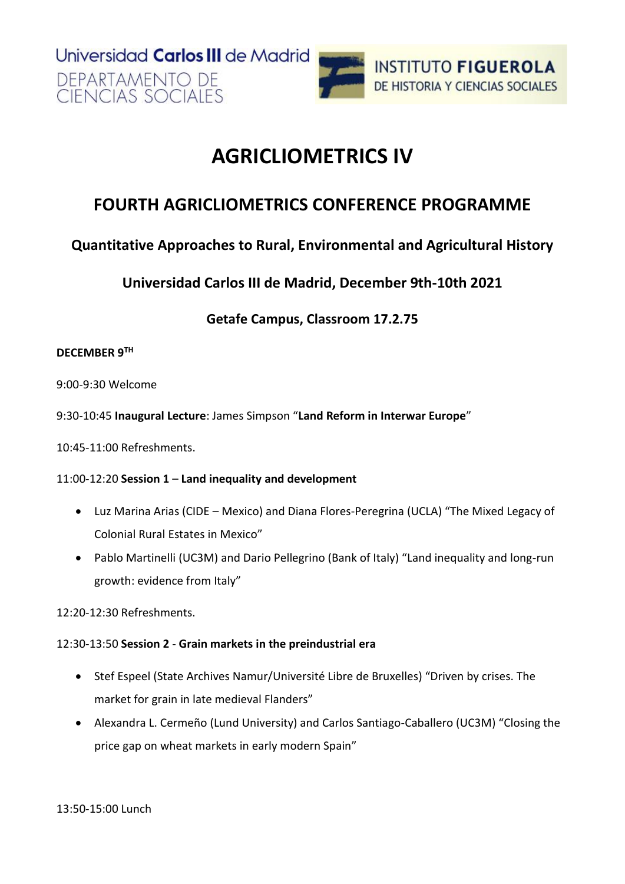Universidad Carlos III de Madrid
DEPARTAMENTO DE CIENCIAS SOCIALES

INSTITUTO FIGUEROLA DE HISTORIA Y CIENCIAS SOCIALES

# AGRICLIOMETRICS IV

## FOURTH AGRICLIOMETRICS CONFERENCE PROGRAMME

### Quantitative Approaches to Rural, Environmental and Agricultural History

### Universidad Carlos III de Madrid, December 9th-10th 2021

### Getafe Campus, Classroom 17.2.75

**DECEMBER 9TH**

9:00-9:30 Welcome

9:30-10:45 **Inaugural Lecture**: James Simpson "**Land Reform in Interwar Europe**"

10:45-11:00 Refreshments.

11:00-12:20 **Session 1** – **Land inequality and development**

- Luz Marina Arias (CIDE – Mexico) and Diana Flores-Peregrina (UCLA) "The Mixed Legacy of Colonial Rural Estates in Mexico"
- Pablo Martinelli (UC3M) and Dario Pellegrino (Bank of Italy) "Land inequality and long-run growth: evidence from Italy"

12:20-12:30 Refreshments.

12:30-13:50 **Session 2** - **Grain markets in the preindustrial era**

- Stef Espeel (State Archives Namur/Université Libre de Bruxelles) "Driven by crises. The market for grain in late medieval Flanders"
- Alexandra L. Cermeño (Lund University) and Carlos Santiago-Caballero (UC3M) "Closing the price gap on wheat markets in early modern Spain"

13:50-15:00 Lunch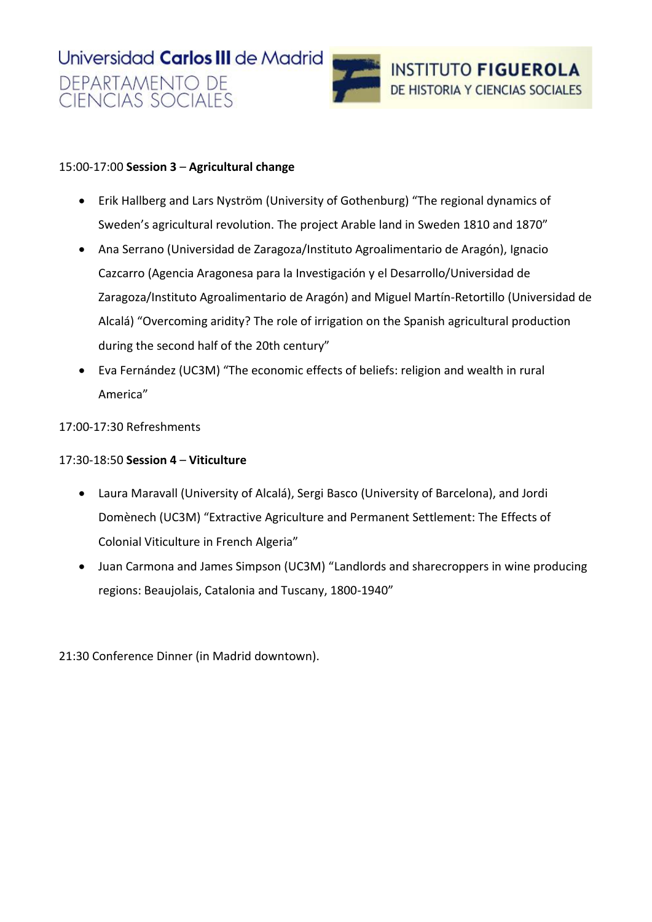15:00-17:00 **Session 3** – **Agricultural change**

- Erik Hallberg and Lars Nyström (University of Gothenburg) "The regional dynamics of Sweden's agricultural revolution. The project Arable land in Sweden 1810 and 1870"
- Ana Serrano (Universidad de Zaragoza/Instituto Agroalimentario de Aragón), Ignacio Cazcarro (Agencia Aragonesa para la Investigación y el Desarrollo/Universidad de Zaragoza/Instituto Agroalimentario de Aragón) and Miguel Martín-Retortillo (Universidad de Alcalá) "Overcoming aridity? The role of irrigation on the Spanish agricultural production during the second half of the 20th century"
- Eva Fernández (UC3M) "The economic effects of beliefs: religion and wealth in rural America"

17:00-17:30 Refreshments

17:30-18:50 **Session 4** – **Viticulture**

- Laura Maravall (University of Alcalá), Sergi Basco (University of Barcelona), and Jordi Domènech (UC3M) "Extractive Agriculture and Permanent Settlement: The Effects of Colonial Viticulture in French Algeria"
- Juan Carmona and James Simpson (UC3M) "Landlords and sharecroppers in wine producing regions: Beaujolais, Catalonia and Tuscany, 1800-1940"

21:30 Conference Dinner (in Madrid downtown).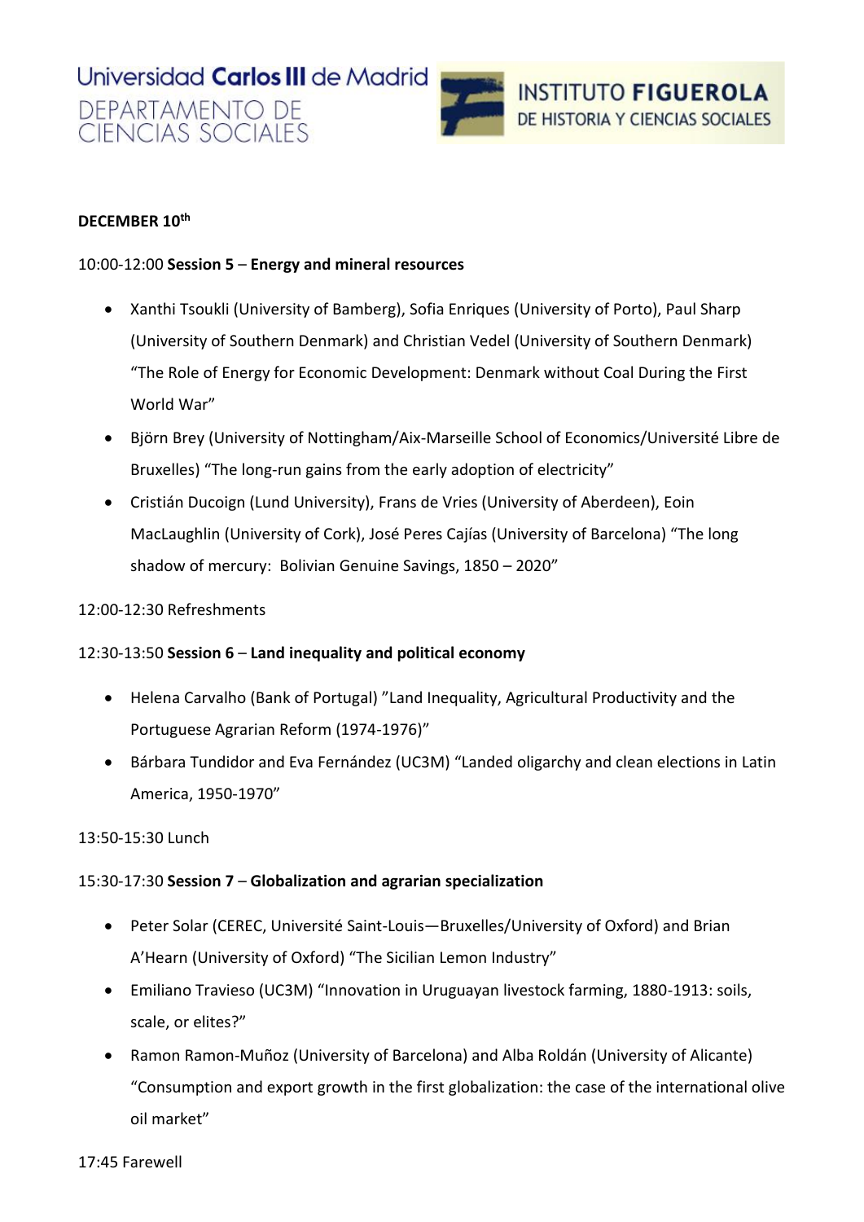**DECEMBER 10th**

10:00-12:00 **Session 5** – **Energy and mineral resources**

- Xanthi Tsoukli (University of Bamberg), Sofia Enriques (University of Porto), Paul Sharp (University of Southern Denmark) and Christian Vedel (University of Southern Denmark) "The Role of Energy for Economic Development: Denmark without Coal During the First World War"
- Björn Brey (University of Nottingham/Aix-Marseille School of Economics/Université Libre de Bruxelles) "The long-run gains from the early adoption of electricity"
- Cristián Ducoign (Lund University), Frans de Vries (University of Aberdeen), Eoin MacLaughlin (University of Cork), José Peres Cajías (University of Barcelona) "The long shadow of mercury: Bolivian Genuine Savings, 1850 – 2020"

12:00-12:30 Refreshments

12:30-13:50 **Session 6** – **Land inequality and political economy**

- Helena Carvalho (Bank of Portugal) "Land Inequality, Agricultural Productivity and the Portuguese Agrarian Reform (1974-1976)"
- Bárbara Tundidor and Eva Fernández (UC3M) "Landed oligarchy and clean elections in Latin America, 1950-1970"

13:50-15:30 Lunch

15:30-17:30 **Session 7** – **Globalization and agrarian specialization**

- Peter Solar (CEREC, Université Saint-Louis—Bruxelles/University of Oxford) and Brian A'Hearn (University of Oxford) "The Sicilian Lemon Industry"
- Emiliano Travieso (UC3M) "Innovation in Uruguayan livestock farming, 1880-1913: soils, scale, or elites?"
- Ramon Ramon-Muñoz (University of Barcelona) and Alba Roldán (University of Alicante) "Consumption and export growth in the first globalization: the case of the international olive oil market"

17:45 Farewell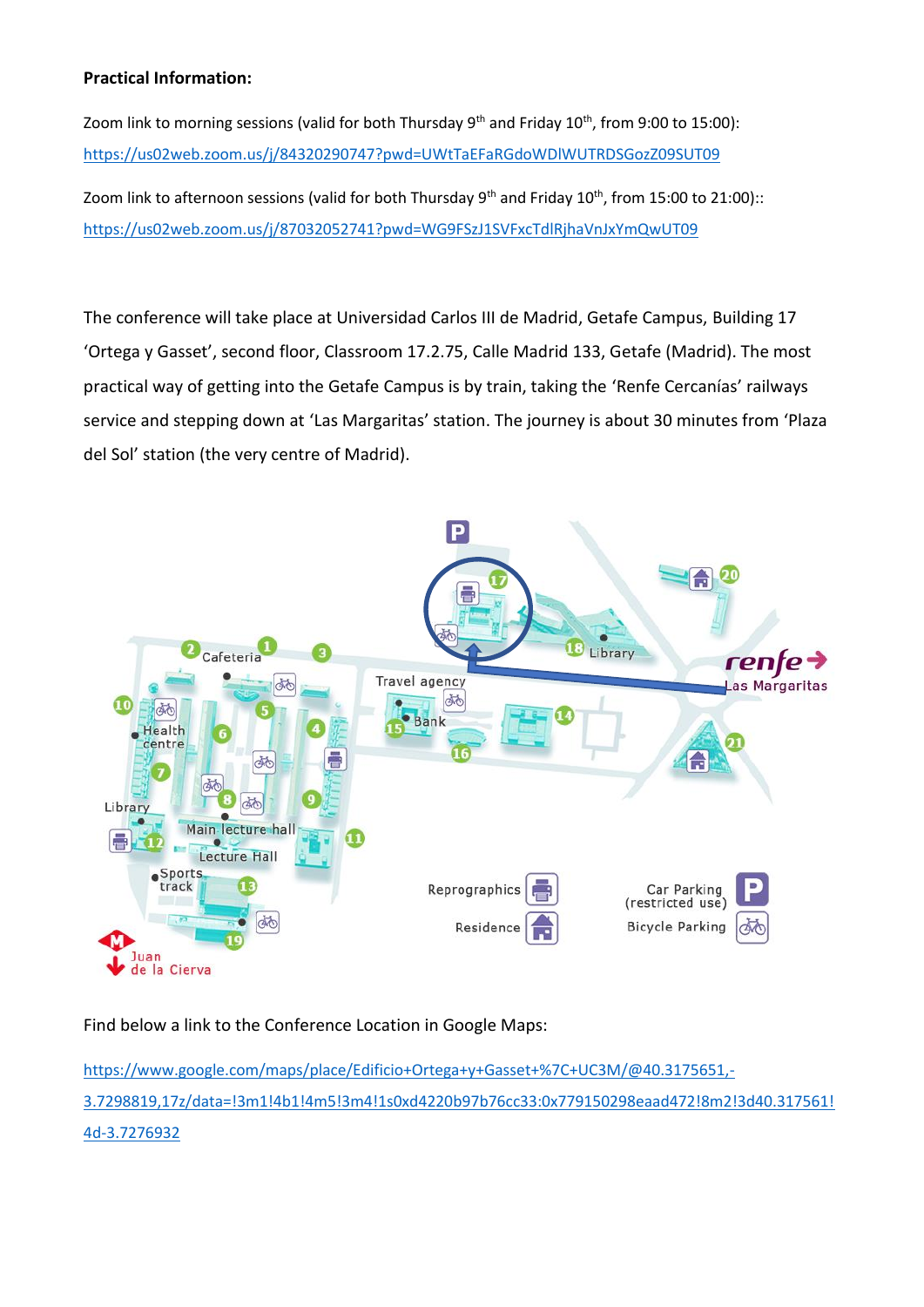**Practical Information:**

Zoom link to morning sessions (valid for both Thursday 9th and Friday 10th, from 9:00 to 15:00): https://us02web.zoom.us/j/84320290747?pwd=UWtTaEFaRGdoWDlWUTRDSGozZ09SUT09

Zoom link to afternoon sessions (valid for both Thursday 9th and Friday 10th, from 15:00 to 21:00):: https://us02web.zoom.us/j/87032052741?pwd=WG9FSzJ1SVFxcTdlRjhaVnJxYmQwUT09

The conference will take place at Universidad Carlos III de Madrid, Getafe Campus, Building 17 'Ortega y Gasset', second floor, Classroom 17.2.75, Calle Madrid 133, Getafe (Madrid). The most practical way of getting into the Getafe Campus is by train, taking the 'Renfe Cercanías' railways service and stepping down at 'Las Margaritas' station. The journey is about 30 minutes from 'Plaza del Sol' station (the very centre of Madrid).

Cafeteria
Travel agency
Bank
Library
Health centre
Library
Main lecture hall
Lecture Hall
Sports track
renfe
Las Margaritas
Juan de la Cierva
Reprographics
Residence
Car Parking (restricted use)
Bicycle Parking

Find below a link to the Conference Location in Google Maps:

https://www.google.com/maps/place/Edificio+Ortega+y+Gasset+%7C+UC3M/@40.3175651,-3.7298819,17z/data=!3m1!4b1!4m5!3m4!1s0xd4220b97b76cc33:0x779150298eaad472!8m2!3d40.317561!4d-3.7276932